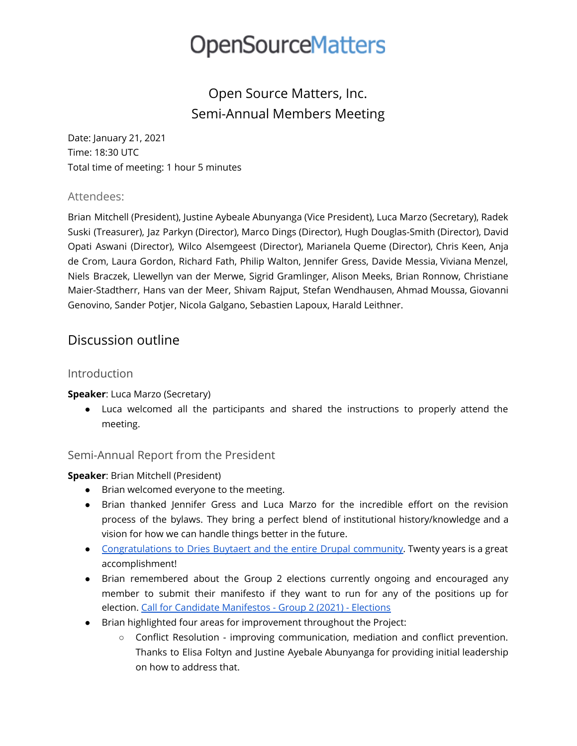OpenSourceMatters

# Open Source Matters, Inc.
# Semi-Annual Members Meeting

Date: January 21, 2021
Time: 18:30 UTC
Total time of meeting: 1 hour 5 minutes

### Attendees:

Brian Mitchell (President), Justine Aybeale Abunyanga (Vice President), Luca Marzo (Secretary), Radek Suski (Treasurer), Jaz Parkyn (Director), Marco Dings (Director), Hugh Douglas-Smith (Director), David Opati Aswani (Director), Wilco Alsemgeest (Director), Marianela Queme (Director), Chris Keen, Anja de Crom, Laura Gordon, Richard Fath, Philip Walton, Jennifer Gress, Davide Messia, Viviana Menzel, Niels Braczek, Llewellyn van der Merwe, Sigrid Gramlinger, Alison Meeks, Brian Ronnow, Christiane Maier-Stadtherr, Hans van der Meer, Shivam Rajput, Stefan Wendhausen, Ahmad Moussa, Giovanni Genovino, Sander Potjer, Nicola Galgano, Sebastien Lapoux, Harald Leithner.

## Discussion outline

### Introduction

**Speaker**: Luca Marzo (Secretary)

- Luca welcomed all the participants and shared the instructions to properly attend the meeting.

### Semi-Annual Report from the President

**Speaker**: Brian Mitchell (President)

- Brian welcomed everyone to the meeting.
- Brian thanked Jennifer Gress and Luca Marzo for the incredible effort on the revision process of the bylaws. They bring a perfect blend of institutional history/knowledge and a vision for how we can handle things better in the future.
- Congratulations to Dries Buytaert and the entire Drupal community. Twenty years is a great accomplishment!
- Brian remembered about the Group 2 elections currently ongoing and encouraged any member to submit their manifesto if they want to run for any of the positions up for election. Call for Candidate Manifestos - Group 2 (2021) - Elections
- Brian highlighted four areas for improvement throughout the Project:
  - Conflict Resolution - improving communication, mediation and conflict prevention. Thanks to Elisa Foltyn and Justine Ayebale Abunyanga for providing initial leadership on how to address that.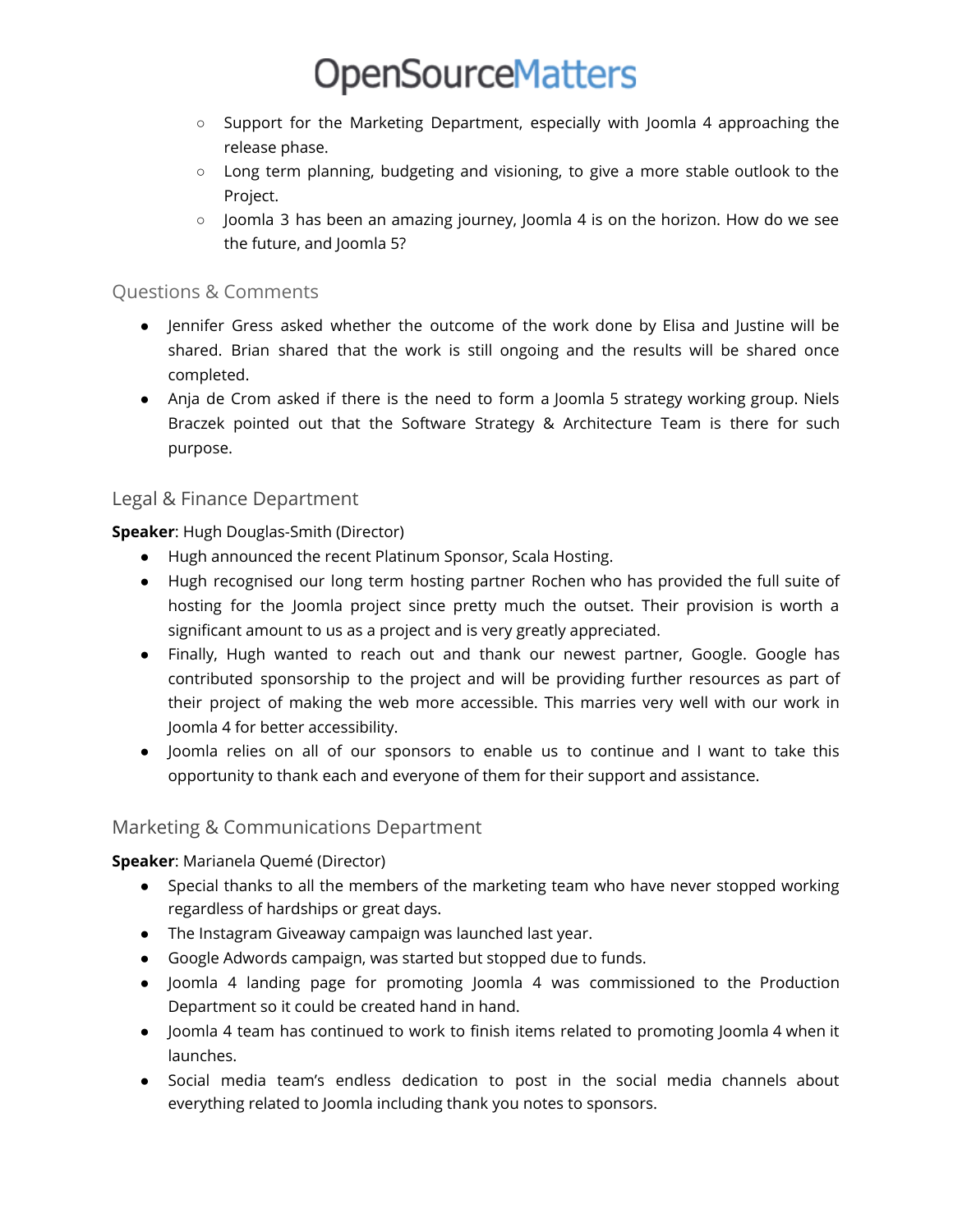- Support for the Marketing Department, especially with Joomla 4 approaching the release phase.
  - Long term planning, budgeting and visioning, to give a more stable outlook to the Project.
  - Joomla 3 has been an amazing journey, Joomla 4 is on the horizon. How do we see the future, and Joomla 5?

## Questions & Comments

- Jennifer Gress asked whether the outcome of the work done by Elisa and Justine will be shared. Brian shared that the work is still ongoing and the results will be shared once completed.
- Anja de Crom asked if there is the need to form a Joomla 5 strategy working group. Niels Braczek pointed out that the Software Strategy & Architecture Team is there for such purpose.

## Legal & Finance Department

**Speaker**: Hugh Douglas-Smith (Director)

- Hugh announced the recent Platinum Sponsor, Scala Hosting.
- Hugh recognised our long term hosting partner Rochen who has provided the full suite of hosting for the Joomla project since pretty much the outset. Their provision is worth a significant amount to us as a project and is very greatly appreciated.
- Finally, Hugh wanted to reach out and thank our newest partner, Google. Google has contributed sponsorship to the project and will be providing further resources as part of their project of making the web more accessible. This marries very well with our work in Joomla 4 for better accessibility.
- Joomla relies on all of our sponsors to enable us to continue and I want to take this opportunity to thank each and everyone of them for their support and assistance.

## Marketing & Communications Department

**Speaker**: Marianela Quemé (Director)

- Special thanks to all the members of the marketing team who have never stopped working regardless of hardships or great days.
- The Instagram Giveaway campaign was launched last year.
- Google Adwords campaign, was started but stopped due to funds.
- Joomla 4 landing page for promoting Joomla 4 was commissioned to the Production Department so it could be created hand in hand.
- Joomla 4 team has continued to work to finish items related to promoting Joomla 4 when it launches.
- Social media team's endless dedication to post in the social media channels about everything related to Joomla including thank you notes to sponsors.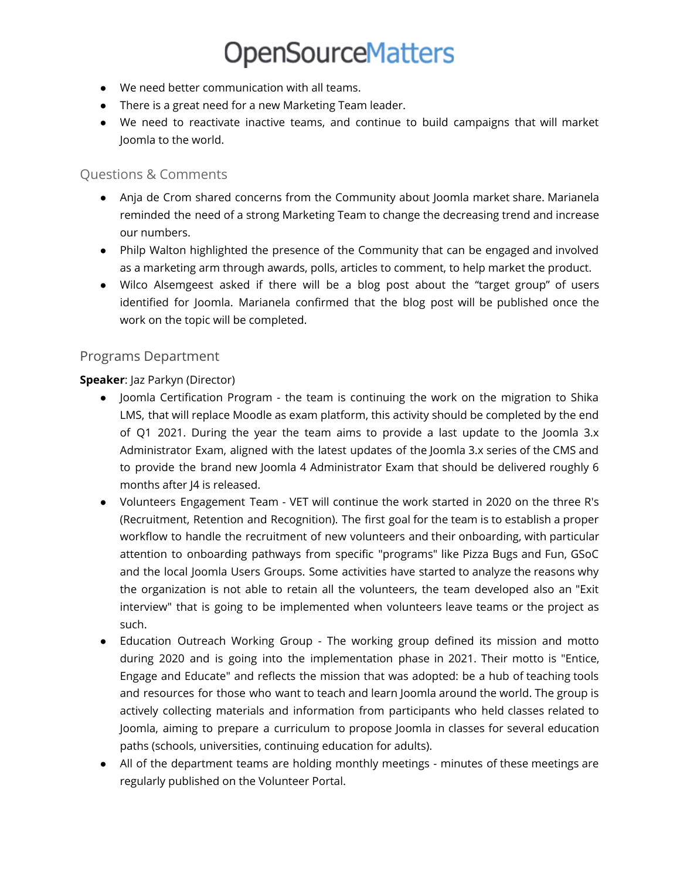- We need better communication with all teams.
- There is a great need for a new Marketing Team leader.
- We need to reactivate inactive teams, and continue to build campaigns that will market Joomla to the world.

### Questions & Comments

- Anja de Crom shared concerns from the Community about Joomla market share. Marianela reminded the need of a strong Marketing Team to change the decreasing trend and increase our numbers.
- Philp Walton highlighted the presence of the Community that can be engaged and involved as a marketing arm through awards, polls, articles to comment, to help market the product.
- Wilco Alsemgeest asked if there will be a blog post about the "target group" of users identified for Joomla. Marianela confirmed that the blog post will be published once the work on the topic will be completed.

### Programs Department

**Speaker**: Jaz Parkyn (Director)

- Joomla Certification Program - the team is continuing the work on the migration to Shika LMS, that will replace Moodle as exam platform, this activity should be completed by the end of Q1 2021. During the year the team aims to provide a last update to the Joomla 3.x Administrator Exam, aligned with the latest updates of the Joomla 3.x series of the CMS and to provide the brand new Joomla 4 Administrator Exam that should be delivered roughly 6 months after J4 is released.
- Volunteers Engagement Team - VET will continue the work started in 2020 on the three R's (Recruitment, Retention and Recognition). The first goal for the team is to establish a proper workflow to handle the recruitment of new volunteers and their onboarding, with particular attention to onboarding pathways from specific "programs" like Pizza Bugs and Fun, GSoC and the local Joomla Users Groups. Some activities have started to analyze the reasons why the organization is not able to retain all the volunteers, the team developed also an "Exit interview" that is going to be implemented when volunteers leave teams or the project as such.
- Education Outreach Working Group - The working group defined its mission and motto during 2020 and is going into the implementation phase in 2021. Their motto is "Entice, Engage and Educate" and reflects the mission that was adopted: be a hub of teaching tools and resources for those who want to teach and learn Joomla around the world. The group is actively collecting materials and information from participants who held classes related to Joomla, aiming to prepare a curriculum to propose Joomla in classes for several education paths (schools, universities, continuing education for adults).
- All of the department teams are holding monthly meetings - minutes of these meetings are regularly published on the Volunteer Portal.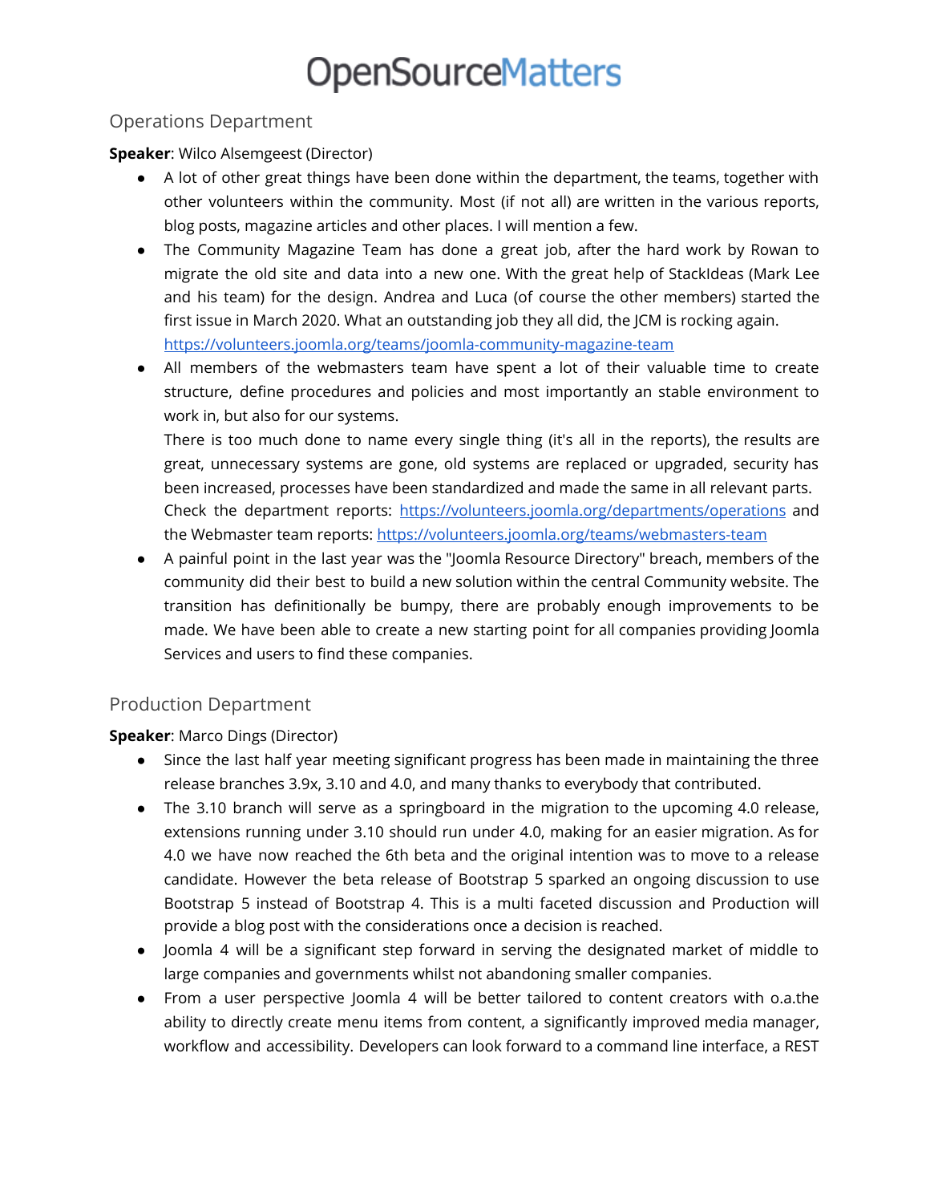# OpenSourceMatters

## Operations Department

**Speaker**: Wilco Alsemgeest (Director)

- A lot of other great things have been done within the department, the teams, together with other volunteers within the community. Most (if not all) are written in the various reports, blog posts, magazine articles and other places. I will mention a few.
- The Community Magazine Team has done a great job, after the hard work by Rowan to migrate the old site and data into a new one. With the great help of StackIdeas (Mark Lee and his team) for the design. Andrea and Luca (of course the other members) started the first issue in March 2020. What an outstanding job they all did, the JCM is rocking again. [https://volunteers.joomla.org/teams/joomla-community-magazine-team](https://volunteers.joomla.org/teams/joomla-community-magazine-team)
- All members of the webmasters team have spent a lot of their valuable time to create structure, define procedures and policies and most importantly an stable environment to work in, but also for our systems.
  There is too much done to name every single thing (it's all in the reports), the results are great, unnecessary systems are gone, old systems are replaced or upgraded, security has been increased, processes have been standardized and made the same in all relevant parts. Check the department reports: [https://volunteers.joomla.org/departments/operations](https://volunteers.joomla.org/departments/operations) and the Webmaster team reports: [https://volunteers.joomla.org/teams/webmasters-team](https://volunteers.joomla.org/teams/webmasters-team)
- A painful point in the last year was the "Joomla Resource Directory" breach, members of the community did their best to build a new solution within the central Community website. The transition has definitionally be bumpy, there are probably enough improvements to be made. We have been able to create a new starting point for all companies providing Joomla Services and users to find these companies.

## Production Department

**Speaker**: Marco Dings (Director)

- Since the last half year meeting significant progress has been made in maintaining the three release branches 3.9x, 3.10 and 4.0, and many thanks to everybody that contributed.
- The 3.10 branch will serve as a springboard in the migration to the upcoming 4.0 release, extensions running under 3.10 should run under 4.0, making for an easier migration. As for 4.0 we have now reached the 6th beta and the original intention was to move to a release candidate. However the beta release of Bootstrap 5 sparked an ongoing discussion to use Bootstrap 5 instead of Bootstrap 4. This is a multi faceted discussion and Production will provide a blog post with the considerations once a decision is reached.
- Joomla 4 will be a significant step forward in serving the designated market of middle to large companies and governments whilst not abandoning smaller companies.
- From a user perspective Joomla 4 will be better tailored to content creators with o.a.the ability to directly create menu items from content, a significantly improved media manager, workflow and accessibility. Developers can look forward to a command line interface, a REST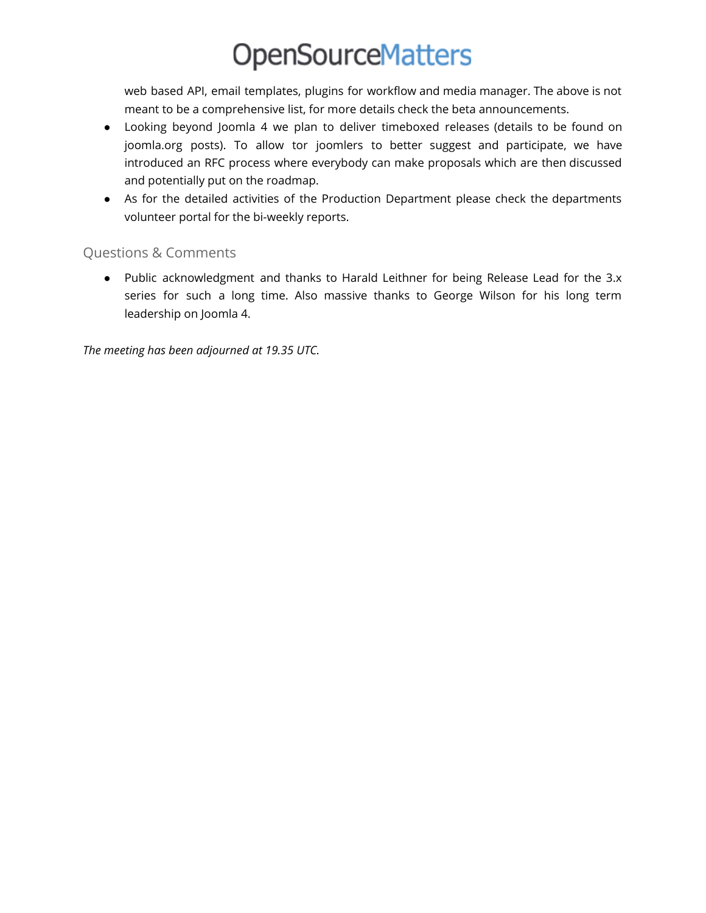web based API, email templates, plugins for workflow and media manager. The above is not meant to be a comprehensive list, for more details check the beta announcements.

- Looking beyond Joomla 4 we plan to deliver timeboxed releases (details to be found on joomla.org posts). To allow tor joomlers to better suggest and participate, we have introduced an RFC process where everybody can make proposals which are then discussed and potentially put on the roadmap.
- As for the detailed activities of the Production Department please check the departments volunteer portal for the bi-weekly reports.

## Questions & Comments

- Public acknowledgment and thanks to Harald Leithner for being Release Lead for the 3.x series for such a long time. Also massive thanks to George Wilson for his long term leadership on Joomla 4.

*The meeting has been adjourned at 19.35 UTC.*